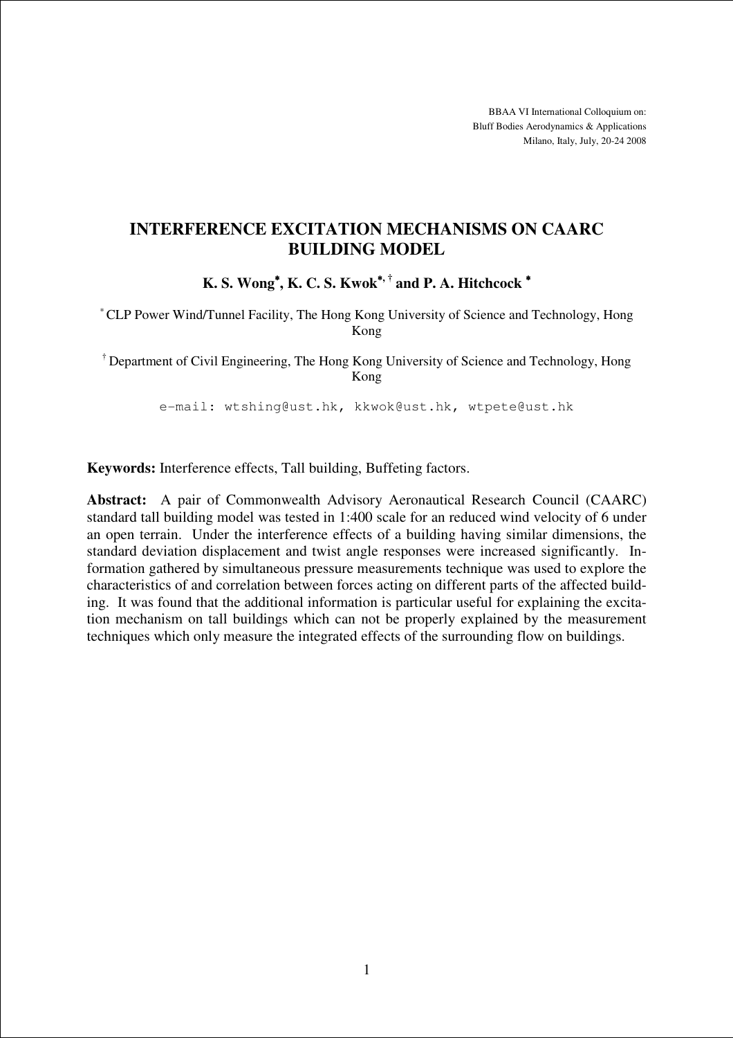BBAA VI International Colloquium on:
Bluff Bodies Aerodynamics & Applications
Milano, Italy, July, 20-24 2008

# INTERFERENCE EXCITATION MECHANISMS ON CAARC BUILDING MODEL

**K. S. Wong[*], K. C. S. Kwok[*, †] and P. A. Hitchcock [*]**

[*] CLP Power Wind/Tunnel Facility, The Hong Kong University of Science and Technology, Hong Kong

[†] Department of Civil Engineering, The Hong Kong University of Science and Technology, Hong Kong

e-mail: wtshing@ust.hk, kkwok@ust.hk, wtpete@ust.hk

**Keywords:** Interference effects, Tall building, Buffeting factors.

**Abstract:** A pair of Commonwealth Advisory Aeronautical Research Council (CAARC) standard tall building model was tested in 1:400 scale for an reduced wind velocity of 6 under an open terrain. Under the interference effects of a building having similar dimensions, the standard deviation displacement and twist angle responses were increased significantly. Information gathered by simultaneous pressure measurements technique was used to explore the characteristics of and correlation between forces acting on different parts of the affected building. It was found that the additional information is particular useful for explaining the excitation mechanism on tall buildings which can not be properly explained by the measurement techniques which only measure the integrated effects of the surrounding flow on buildings.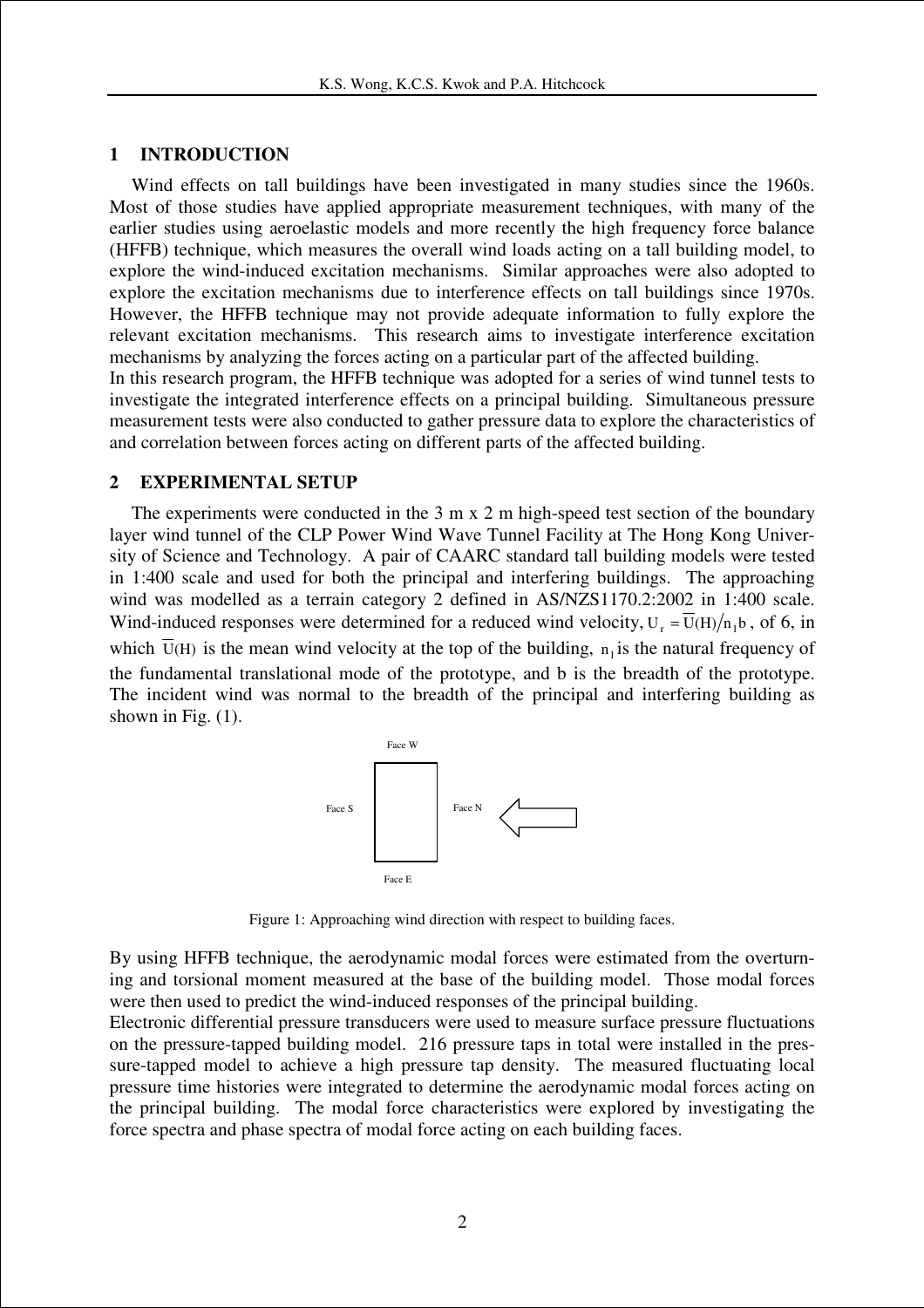## 1 INTRODUCTION

Wind effects on tall buildings have been investigated in many studies since the 1960s. Most of those studies have applied appropriate measurement techniques, with many of the earlier studies using aeroelastic models and more recently the high frequency force balance (HFFB) technique, which measures the overall wind loads acting on a tall building model, to explore the wind-induced excitation mechanisms. Similar approaches were also adopted to explore the excitation mechanisms due to interference effects on tall buildings since 1970s. However, the HFFB technique may not provide adequate information to fully explore the relevant excitation mechanisms. This research aims to investigate interference excitation mechanisms by analyzing the forces acting on a particular part of the affected building.

In this research program, the HFFB technique was adopted for a series of wind tunnel tests to investigate the integrated interference effects on a principal building. Simultaneous pressure measurement tests were also conducted to gather pressure data to explore the characteristics of and correlation between forces acting on different parts of the affected building.

## 2 EXPERIMENTAL SETUP

The experiments were conducted in the 3 m x 2 m high-speed test section of the boundary layer wind tunnel of the CLP Power Wind Wave Tunnel Facility at The Hong Kong University of Science and Technology. A pair of CAARC standard tall building models were tested in 1:400 scale and used for both the principal and interfering buildings. The approaching wind was modelled as a terrain category 2 defined in AS/NZS1170.2:2002 in 1:400 scale. Wind-induced responses were determined for a reduced wind velocity, $U_r = \overline{U}(H)/n_1 b$, of 6, in which $\overline{U}(H)$ is the mean wind velocity at the top of the building, $n_1$ is the natural frequency of the fundamental translational mode of the prototype, and b is the breadth of the prototype. The incident wind was normal to the breadth of the principal and interfering building as shown in Fig. (1).

Face W

Face S

Face N

Face E

Figure 1: Approaching wind direction with respect to building faces.

By using HFFB technique, the aerodynamic modal forces were estimated from the overturning and torsional moment measured at the base of the building model. Those modal forces were then used to predict the wind-induced responses of the principal building.

Electronic differential pressure transducers were used to measure surface pressure fluctuations on the pressure-tapped building model. 216 pressure taps in total were installed in the pressure-tapped model to achieve a high pressure tap density. The measured fluctuating local pressure time histories were integrated to determine the aerodynamic modal forces acting on the principal building. The modal force characteristics were explored by investigating the force spectra and phase spectra of modal force acting on each building faces.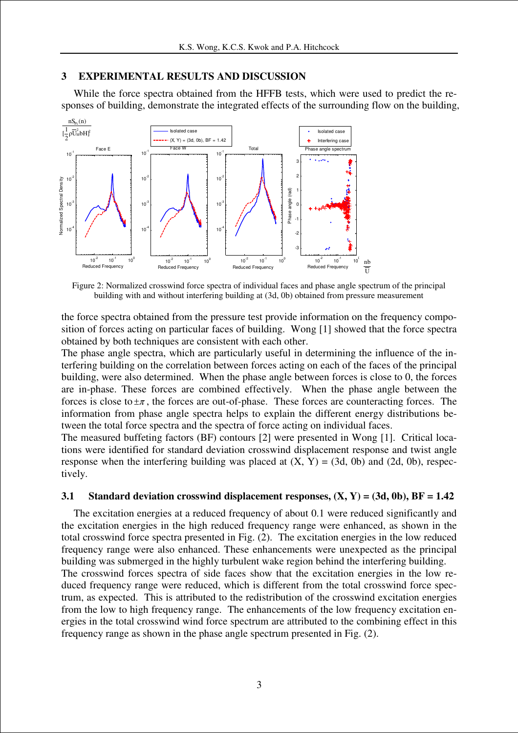## 3 EXPERIMENTAL RESULTS AND DISCUSSION

While the force spectra obtained from the HFFB tests, which were used to predict the responses of building, demonstrate the integrated effects of the surrounding flow on the building,

Figure 2: Normalized crosswind force spectra of individual faces and phase angle spectrum of the principal building with and without interfering building at (3d, 0b) obtained from pressure measurement

the force spectra obtained from the pressure test provide information on the frequency composition of forces acting on particular faces of building. Wong [1] showed that the force spectra obtained by both techniques are consistent with each other.

The phase angle spectra, which are particularly useful in determining the influence of the interfering building on the correlation between forces acting on each of the faces of the principal building, were also determined. When the phase angle between forces is close to 0, the forces are in-phase. These forces are combined effectively. When the phase angle between the forces is close to $\pm\pi$, the forces are out-of-phase. These forces are counteracting forces. The information from phase angle spectra helps to explain the different energy distributions between the total force spectra and the spectra of force acting on individual faces.

The measured buffeting factors (BF) contours [2] were presented in Wong [1]. Critical locations were identified for standard deviation crosswind displacement response and twist angle response when the interfering building was placed at (X, Y) = (3d, 0b) and (2d, 0b), respectively.

### 3.1 Standard deviation crosswind displacement responses, (X, Y) = (3d, 0b), BF = 1.42

The excitation energies at a reduced frequency of about 0.1 were reduced significantly and the excitation energies in the high reduced frequency range were enhanced, as shown in the total crosswind force spectra presented in Fig. (2). The excitation energies in the low reduced frequency range were also enhanced. These enhancements were unexpected as the principal building was submerged in the highly turbulent wake region behind the interfering building.

The crosswind forces spectra of side faces show that the excitation energies in the low reduced frequency range were reduced, which is different from the total crosswind force spectrum, as expected. This is attributed to the redistribution of the crosswind excitation energies from the low to high frequency range. The enhancements of the low frequency excitation energies in the total crosswind wind force spectrum are attributed to the combining effect in this frequency range as shown in the phase angle spectrum presented in Fig. (2).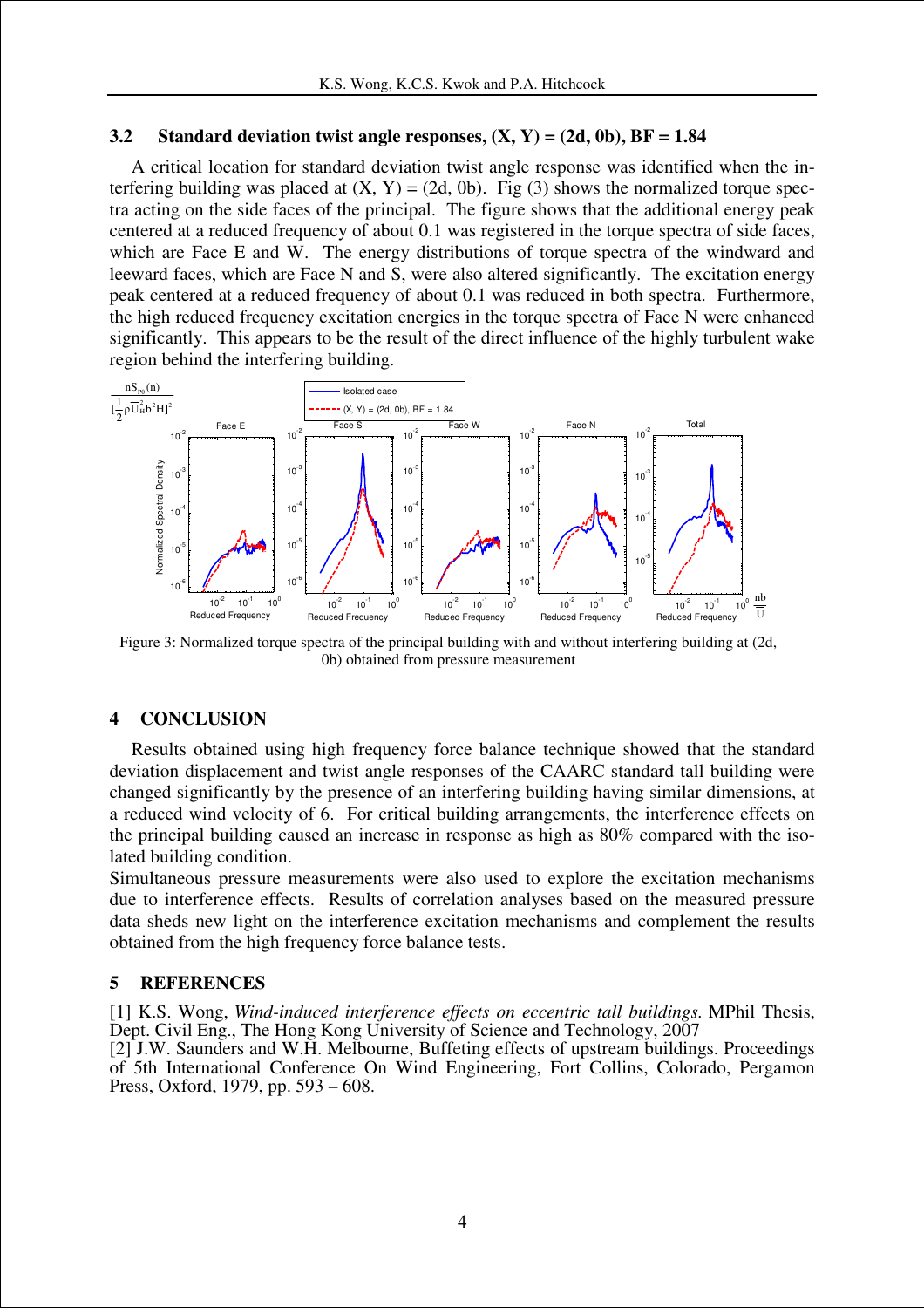### 3.2 Standard deviation twist angle responses, (X, Y) = (2d, 0b), BF = 1.84

A critical location for standard deviation twist angle response was identified when the interfering building was placed at (X, Y) = (2d, 0b). Fig (3) shows the normalized torque spectra acting on the side faces of the principal. The figure shows that the additional energy peak centered at a reduced frequency of about 0.1 was registered in the torque spectra of side faces, which are Face E and W. The energy distributions of torque spectra of the windward and leeward faces, which are Face N and S, were also altered significantly. The excitation energy peak centered at a reduced frequency of about 0.1 was reduced in both spectra. Furthermore, the high reduced frequency excitation energies in the torque spectra of Face N were enhanced significantly. This appears to be the result of the direct influence of the highly turbulent wake region behind the interfering building.

$\frac{nS_{p\theta}(n)}{[\frac{1}{2}\rho\overline{U}_H^2 b^2 H]^2}$

Isolated case

(X, Y) = (2d, 0b), BF = 1.84

Normalized Spectral Density

Face E

Face S

Face W

Face N

Total

Reduced Frequency

$\frac{nb}{\overline{U}}$

Figure 3: Normalized torque spectra of the principal building with and without interfering building at (2d, 0b) obtained from pressure measurement

## 4 CONCLUSION

Results obtained using high frequency force balance technique showed that the standard deviation displacement and twist angle responses of the CAARC standard tall building were changed significantly by the presence of an interfering building having similar dimensions, at a reduced wind velocity of 6. For critical building arrangements, the interference effects on the principal building caused an increase in response as high as 80% compared with the isolated building condition.

Simultaneous pressure measurements were also used to explore the excitation mechanisms due to interference effects. Results of correlation analyses based on the measured pressure data sheds new light on the interference excitation mechanisms and complement the results obtained from the high frequency force balance tests.

## 5 REFERENCES

[1] K.S. Wong, *Wind-induced interference effects on eccentric tall buildings.* MPhil Thesis, Dept. Civil Eng., The Hong Kong University of Science and Technology, 2007

[2] J.W. Saunders and W.H. Melbourne, Buffeting effects of upstream buildings. Proceedings of 5th International Conference On Wind Engineering, Fort Collins, Colorado, Pergamon Press, Oxford, 1979, pp. 593 – 608.